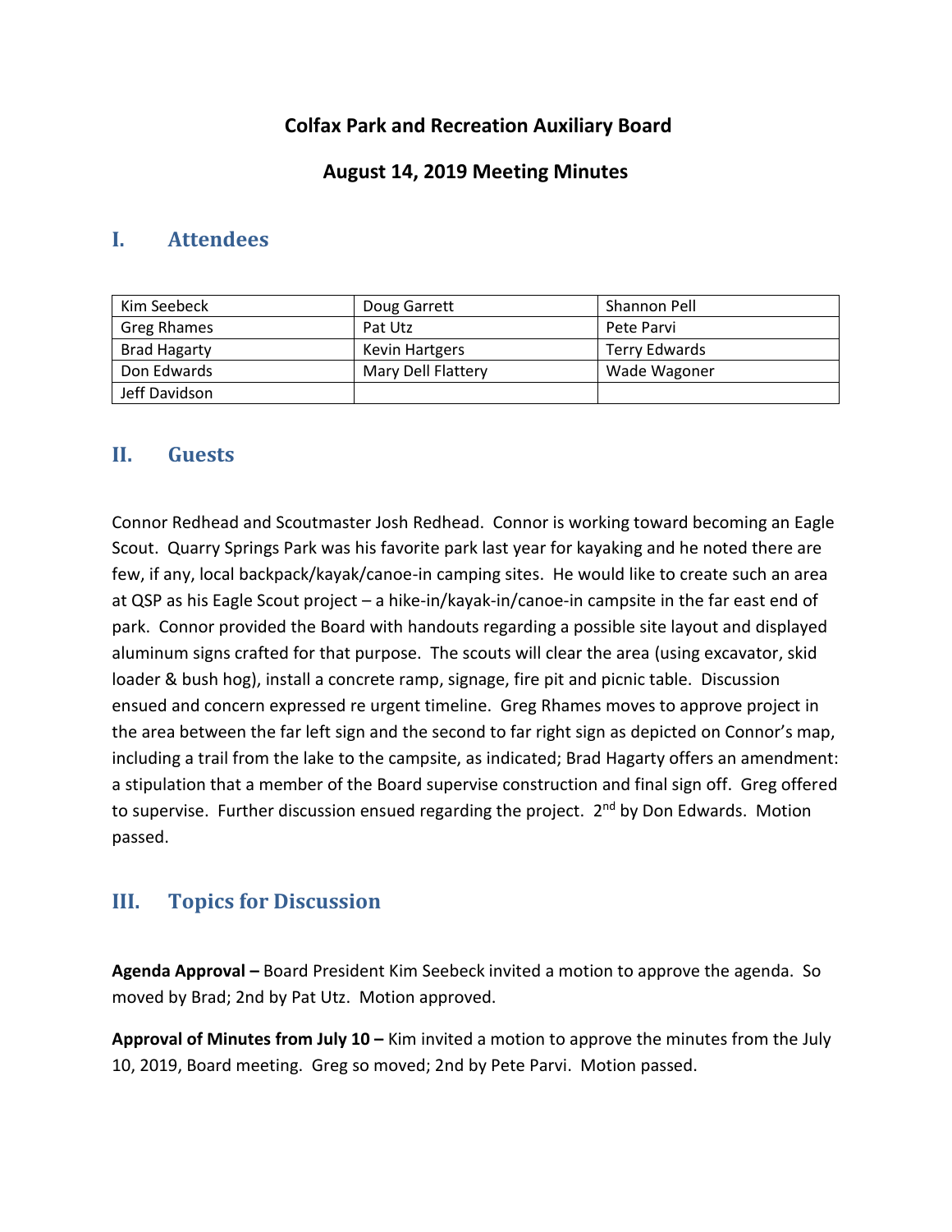# Colfax Park and Recreation Auxiliary Board

## August 14, 2019 Meeting Minutes

## I. Attendees

| | | |
|---|---|---|
| Kim Seebeck | Doug Garrett | Shannon Pell |
| Greg Rhames | Pat Utz | Pete Parvi |
| Brad Hagarty | Kevin Hartgers | Terry Edwards |
| Don Edwards | Mary Dell Flattery | Wade Wagoner |
| Jeff Davidson | | |

## II. Guests

Connor Redhead and Scoutmaster Josh Redhead. Connor is working toward becoming an Eagle Scout. Quarry Springs Park was his favorite park last year for kayaking and he noted there are few, if any, local backpack/kayak/canoe-in camping sites. He would like to create such an area at QSP as his Eagle Scout project – a hike-in/kayak-in/canoe-in campsite in the far east end of park. Connor provided the Board with handouts regarding a possible site layout and displayed aluminum signs crafted for that purpose. The scouts will clear the area (using excavator, skid loader & bush hog), install a concrete ramp, signage, fire pit and picnic table. Discussion ensued and concern expressed re urgent timeline. Greg Rhames moves to approve project in the area between the far left sign and the second to far right sign as depicted on Connor's map, including a trail from the lake to the campsite, as indicated; Brad Hagarty offers an amendment: a stipulation that a member of the Board supervise construction and final sign off. Greg offered to supervise. Further discussion ensued regarding the project. 2nd by Don Edwards. Motion passed.

## III. Topics for Discussion

**Agenda Approval –** Board President Kim Seebeck invited a motion to approve the agenda. So moved by Brad; 2nd by Pat Utz. Motion approved.

**Approval of Minutes from July 10 –** Kim invited a motion to approve the minutes from the July 10, 2019, Board meeting. Greg so moved; 2nd by Pete Parvi. Motion passed.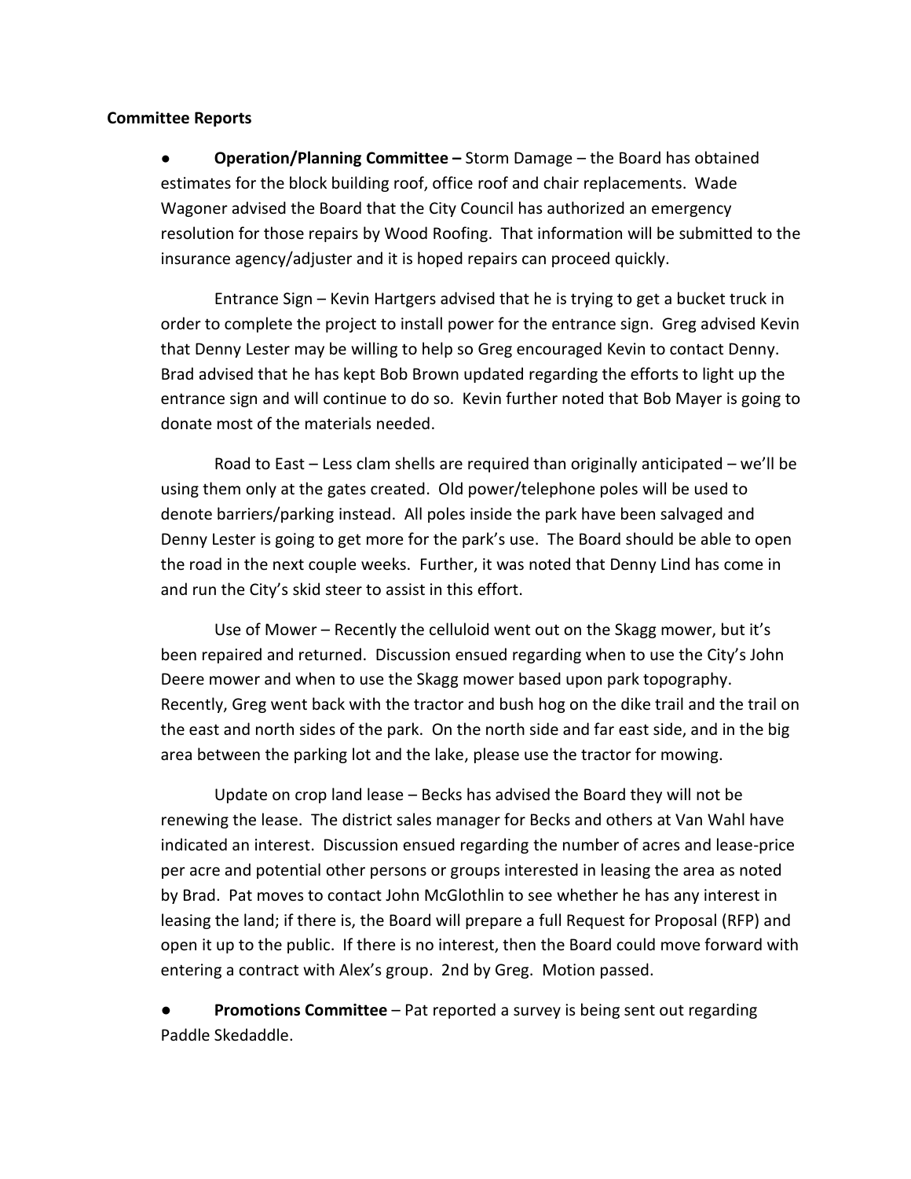**Committee Reports**

- **Operation/Planning Committee –** Storm Damage – the Board has obtained estimates for the block building roof, office roof and chair replacements. Wade Wagoner advised the Board that the City Council has authorized an emergency resolution for those repairs by Wood Roofing. That information will be submitted to the insurance agency/adjuster and it is hoped repairs can proceed quickly.

  Entrance Sign – Kevin Hartgers advised that he is trying to get a bucket truck in order to complete the project to install power for the entrance sign. Greg advised Kevin that Denny Lester may be willing to help so Greg encouraged Kevin to contact Denny. Brad advised that he has kept Bob Brown updated regarding the efforts to light up the entrance sign and will continue to do so. Kevin further noted that Bob Mayer is going to donate most of the materials needed.

  Road to East – Less clam shells are required than originally anticipated – we'll be using them only at the gates created. Old power/telephone poles will be used to denote barriers/parking instead. All poles inside the park have been salvaged and Denny Lester is going to get more for the park's use. The Board should be able to open the road in the next couple weeks. Further, it was noted that Denny Lind has come in and run the City's skid steer to assist in this effort.

  Use of Mower – Recently the celluloid went out on the Skagg mower, but it's been repaired and returned. Discussion ensued regarding when to use the City's John Deere mower and when to use the Skagg mower based upon park topography. Recently, Greg went back with the tractor and bush hog on the dike trail and the trail on the east and north sides of the park. On the north side and far east side, and in the big area between the parking lot and the lake, please use the tractor for mowing.

  Update on crop land lease – Becks has advised the Board they will not be renewing the lease. The district sales manager for Becks and others at Van Wahl have indicated an interest. Discussion ensued regarding the number of acres and lease-price per acre and potential other persons or groups interested in leasing the area as noted by Brad. Pat moves to contact John McGlothlin to see whether he has any interest in leasing the land; if there is, the Board will prepare a full Request for Proposal (RFP) and open it up to the public. If there is no interest, then the Board could move forward with entering a contract with Alex's group. 2nd by Greg. Motion passed.

- **Promotions Committee** – Pat reported a survey is being sent out regarding Paddle Skedaddle.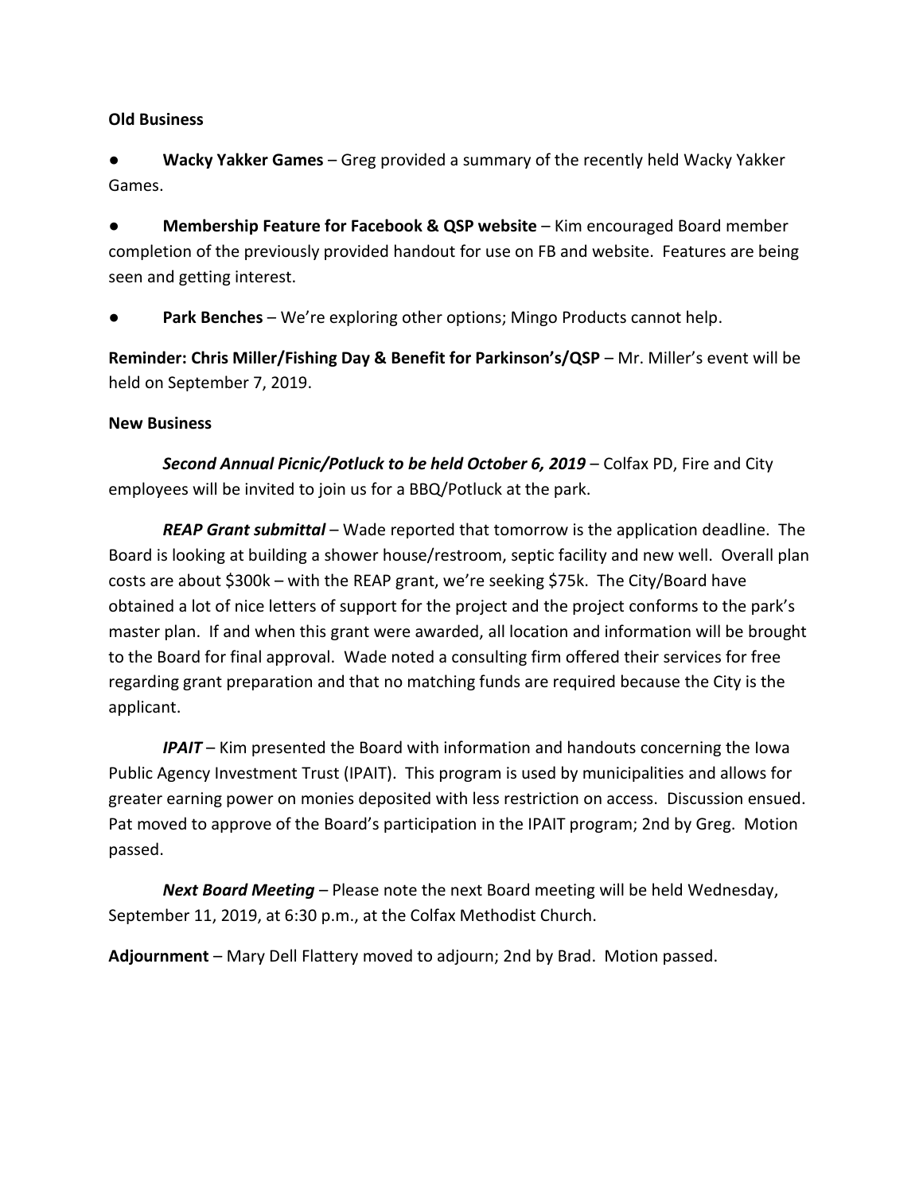**Old Business**

- **Wacky Yakker Games** – Greg provided a summary of the recently held Wacky Yakker Games.

- **Membership Feature for Facebook & QSP website** – Kim encouraged Board member completion of the previously provided handout for use on FB and website. Features are being seen and getting interest.

- **Park Benches** – We're exploring other options; Mingo Products cannot help.

**Reminder: Chris Miller/Fishing Day & Benefit for Parkinson's/QSP** – Mr. Miller's event will be held on September 7, 2019.

**New Business**

***Second Annual Picnic/Potluck to be held October 6, 2019*** – Colfax PD, Fire and City employees will be invited to join us for a BBQ/Potluck at the park.

***REAP Grant submittal*** – Wade reported that tomorrow is the application deadline. The Board is looking at building a shower house/restroom, septic facility and new well. Overall plan costs are about $300k – with the REAP grant, we're seeking $75k. The City/Board have obtained a lot of nice letters of support for the project and the project conforms to the park's master plan. If and when this grant were awarded, all location and information will be brought to the Board for final approval. Wade noted a consulting firm offered their services for free regarding grant preparation and that no matching funds are required because the City is the applicant.

***IPAIT*** – Kim presented the Board with information and handouts concerning the Iowa Public Agency Investment Trust (IPAIT). This program is used by municipalities and allows for greater earning power on monies deposited with less restriction on access. Discussion ensued. Pat moved to approve of the Board's participation in the IPAIT program; 2nd by Greg. Motion passed.

***Next Board Meeting*** – Please note the next Board meeting will be held Wednesday, September 11, 2019, at 6:30 p.m., at the Colfax Methodist Church.

**Adjournment** – Mary Dell Flattery moved to adjourn; 2nd by Brad. Motion passed.